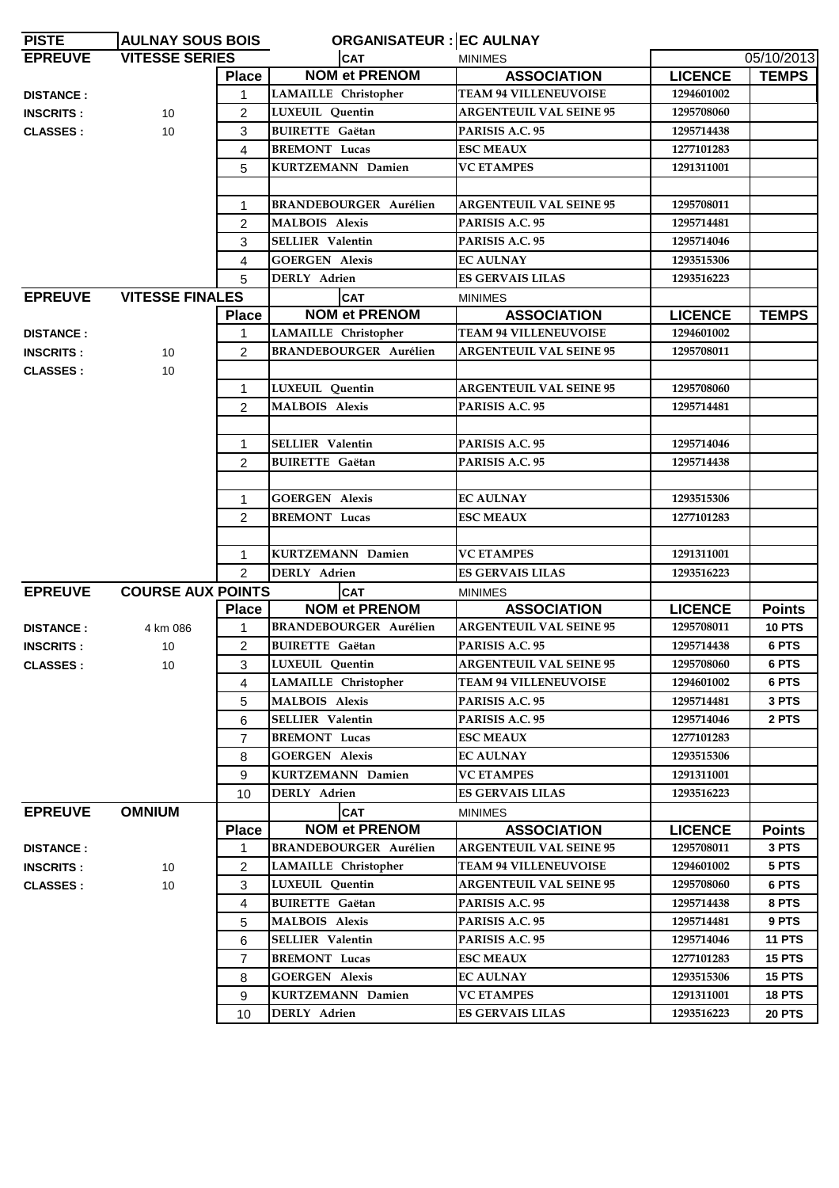| PISTE | AULNAY SOUS BOIS | | ORGANISATEUR : EC AULNAY | | | |
|---|---|---|---|---|---|---|
| **EPREUVE** | **VITESSE SERIES** | | CAT | MINIMES | | 05/10/2013 |
| | | **Place** | **NOM et PRENOM** | **ASSOCIATION** | **LICENCE** | **TEMPS** |
| **DISTANCE :** | | 1 | LAMAILLE Christopher | TEAM 94 VILLENEUVOISE | 1294601002 | |
| **INSCRITS :** | 10 | 2 | LUXEUIL Quentin | ARGENTEUIL VAL SEINE 95 | 1295708060 | |
| **CLASSES :** | 10 | 3 | BUIRETTE Gaëtan | PARISIS A.C. 95 | 1295714438 | |
| | | 4 | BREMONT Lucas | ESC MEAUX | 1277101283 | |
| | | 5 | KURTZEMANN Damien | VC ETAMPES | 1291311001 | |
| | | | | | | |
| | | 1 | BRANDEBOURGER Aurélien | ARGENTEUIL VAL SEINE 95 | 1295708011 | |
| | | 2 | MALBOIS Alexis | PARISIS A.C. 95 | 1295714481 | |
| | | 3 | SELLIER Valentin | PARISIS A.C. 95 | 1295714046 | |
| | | 4 | GOERGEN Alexis | EC AULNAY | 1293515306 | |
| | | 5 | DERLY Adrien | ES GERVAIS LILAS | 1293516223 | |
| **EPREUVE** | **VITESSE FINALES** | | CAT | MINIMES | | |
| | | **Place** | **NOM et PRENOM** | **ASSOCIATION** | **LICENCE** | **TEMPS** |
| **DISTANCE :** | | 1 | LAMAILLE Christopher | TEAM 94 VILLENEUVOISE | 1294601002 | |
| **INSCRITS :** | 10 | 2 | BRANDEBOURGER Aurélien | ARGENTEUIL VAL SEINE 95 | 1295708011 | |
| **CLASSES :** | 10 | | | | | |
| | | 1 | LUXEUIL Quentin | ARGENTEUIL VAL SEINE 95 | 1295708060 | |
| | | 2 | MALBOIS Alexis | PARISIS A.C. 95 | 1295714481 | |
| | | | | | | |
| | | 1 | SELLIER Valentin | PARISIS A.C. 95 | 1295714046 | |
| | | 2 | BUIRETTE Gaëtan | PARISIS A.C. 95 | 1295714438 | |
| | | | | | | |
| | | 1 | GOERGEN Alexis | EC AULNAY | 1293515306 | |
| | | 2 | BREMONT Lucas | ESC MEAUX | 1277101283 | |
| | | | | | | |
| | | 1 | KURTZEMANN Damien | VC ETAMPES | 1291311001 | |
| | | 2 | DERLY Adrien | ES GERVAIS LILAS | 1293516223 | |
| **EPREUVE** | **COURSE AUX POINTS** | | CAT | MINIMES | | |
| | | **Place** | **NOM et PRENOM** | **ASSOCIATION** | **LICENCE** | **Points** |
| **DISTANCE :** | 4 km 086 | 1 | BRANDEBOURGER Aurélien | ARGENTEUIL VAL SEINE 95 | 1295708011 | 10 PTS |
| **INSCRITS :** | 10 | 2 | BUIRETTE Gaëtan | PARISIS A.C. 95 | 1295714438 | 6 PTS |
| **CLASSES :** | 10 | 3 | LUXEUIL Quentin | ARGENTEUIL VAL SEINE 95 | 1295708060 | 6 PTS |
| | | 4 | LAMAILLE Christopher | TEAM 94 VILLENEUVOISE | 1294601002 | 6 PTS |
| | | 5 | MALBOIS Alexis | PARISIS A.C. 95 | 1295714481 | 3 PTS |
| | | 6 | SELLIER Valentin | PARISIS A.C. 95 | 1295714046 | 2 PTS |
| | | 7 | BREMONT Lucas | ESC MEAUX | 1277101283 | |
| | | 8 | GOERGEN Alexis | EC AULNAY | 1293515306 | |
| | | 9 | KURTZEMANN Damien | VC ETAMPES | 1291311001 | |
| | | 10 | DERLY Adrien | ES GERVAIS LILAS | 1293516223 | |
| **EPREUVE** | **OMNIUM** | | CAT | MINIMES | | |
| | | **Place** | **NOM et PRENOM** | **ASSOCIATION** | **LICENCE** | **Points** |
| **DISTANCE :** | | 1 | BRANDEBOURGER Aurélien | ARGENTEUIL VAL SEINE 95 | 1295708011 | 3 PTS |
| **INSCRITS :** | 10 | 2 | LAMAILLE Christopher | TEAM 94 VILLENEUVOISE | 1294601002 | 5 PTS |
| **CLASSES :** | 10 | 3 | LUXEUIL Quentin | ARGENTEUIL VAL SEINE 95 | 1295708060 | 6 PTS |
| | | 4 | BUIRETTE Gaëtan | PARISIS A.C. 95 | 1295714438 | 8 PTS |
| | | 5 | MALBOIS Alexis | PARISIS A.C. 95 | 1295714481 | 9 PTS |
| | | 6 | SELLIER Valentin | PARISIS A.C. 95 | 1295714046 | 11 PTS |
| | | 7 | BREMONT Lucas | ESC MEAUX | 1277101283 | 15 PTS |
| | | 8 | GOERGEN Alexis | EC AULNAY | 1293515306 | 15 PTS |
| | | 9 | KURTZEMANN Damien | VC ETAMPES | 1291311001 | 18 PTS |
| | | 10 | DERLY Adrien | ES GERVAIS LILAS | 1293516223 | 20 PTS |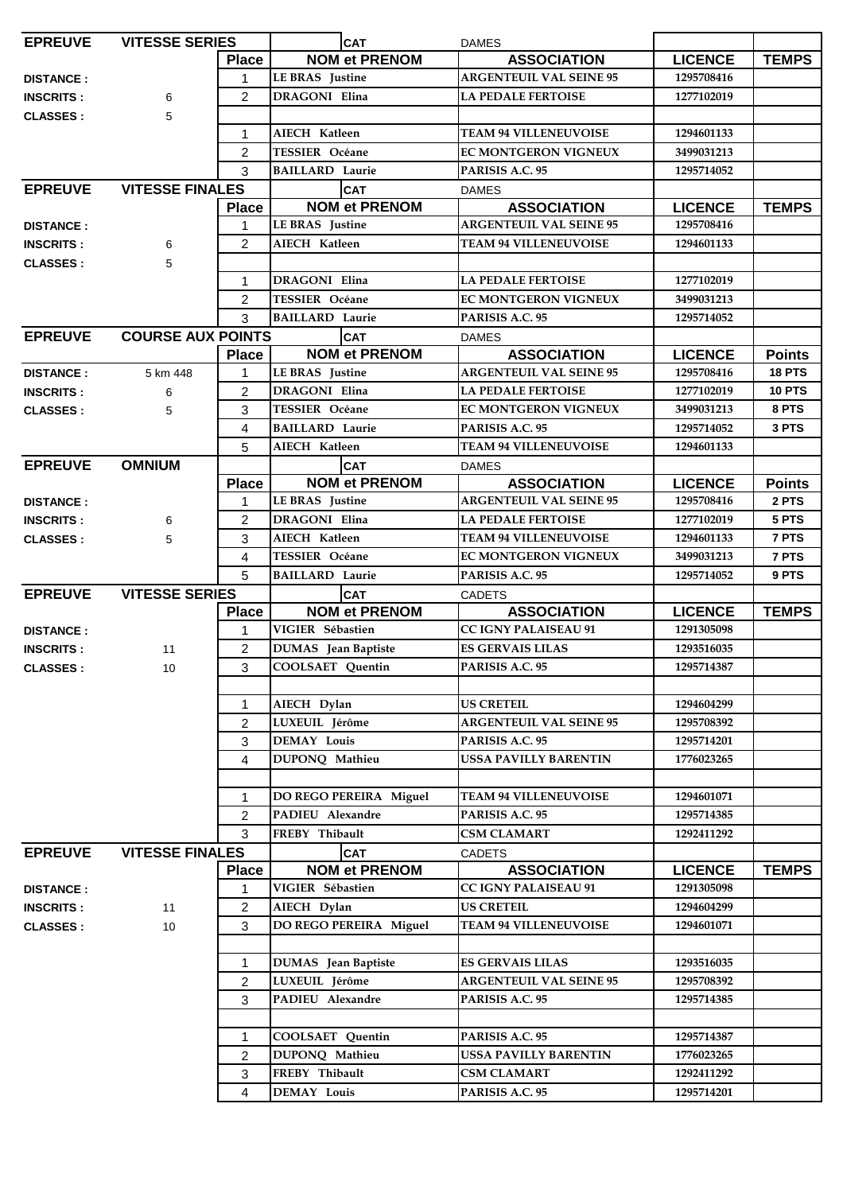| EPREUVE | VITESSE SERIES | | CAT | DAMES | | |
|---|---|---|---|---|---|---|
| | | Place | NOM et PRENOM | ASSOCIATION | LICENCE | TEMPS |
| DISTANCE : | | 1 | LE BRAS Justine | ARGENTEUIL VAL SEINE 95 | 1295708416 | |
| INSCRITS : | 6 | 2 | DRAGONI Elina | LA PEDALE FERTOISE | 1277102019 | |
| CLASSES : | 5 | | | | | |
| | | 1 | AIECH Katleen | TEAM 94 VILLENEUVOISE | 1294601133 | |
| | | 2 | TESSIER Océane | EC MONTGERON VIGNEUX | 3499031213 | |
| | | 3 | BAILLARD Laurie | PARISIS A.C. 95 | 1295714052 | |

| EPREUVE | VITESSE FINALES | | CAT | DAMES | | |
|---|---|---|---|---|---|---|
| | | Place | NOM et PRENOM | ASSOCIATION | LICENCE | TEMPS |
| DISTANCE : | | 1 | LE BRAS Justine | ARGENTEUIL VAL SEINE 95 | 1295708416 | |
| INSCRITS : | 6 | 2 | AIECH Katleen | TEAM 94 VILLENEUVOISE | 1294601133 | |
| CLASSES : | 5 | | | | | |
| | | 1 | DRAGONI Elina | LA PEDALE FERTOISE | 1277102019 | |
| | | 2 | TESSIER Océane | EC MONTGERON VIGNEUX | 3499031213 | |
| | | 3 | BAILLARD Laurie | PARISIS A.C. 95 | 1295714052 | |

| EPREUVE | COURSE AUX POINTS | | CAT | DAMES | | |
|---|---|---|---|---|---|---|
| | | Place | NOM et PRENOM | ASSOCIATION | LICENCE | Points |
| DISTANCE : | 5 km 448 | 1 | LE BRAS Justine | ARGENTEUIL VAL SEINE 95 | 1295708416 | 18 PTS |
| INSCRITS : | 6 | 2 | DRAGONI Elina | LA PEDALE FERTOISE | 1277102019 | 10 PTS |
| CLASSES : | 5 | 3 | TESSIER Océane | EC MONTGERON VIGNEUX | 3499031213 | 8 PTS |
| | | 4 | BAILLARD Laurie | PARISIS A.C. 95 | 1295714052 | 3 PTS |
| | | 5 | AIECH Katleen | TEAM 94 VILLENEUVOISE | 1294601133 | |

| EPREUVE | OMNIUM | | CAT | DAMES | | |
|---|---|---|---|---|---|---|
| | | Place | NOM et PRENOM | ASSOCIATION | LICENCE | Points |
| DISTANCE : | | 1 | LE BRAS Justine | ARGENTEUIL VAL SEINE 95 | 1295708416 | 2 PTS |
| INSCRITS : | 6 | 2 | DRAGONI Elina | LA PEDALE FERTOISE | 1277102019 | 5 PTS |
| CLASSES : | 5 | 3 | AIECH Katleen | TEAM 94 VILLENEUVOISE | 1294601133 | 7 PTS |
| | | 4 | TESSIER Océane | EC MONTGERON VIGNEUX | 3499031213 | 7 PTS |
| | | 5 | BAILLARD Laurie | PARISIS A.C. 95 | 1295714052 | 9 PTS |

| EPREUVE | VITESSE SERIES | | CAT | CADETS | | |
|---|---|---|---|---|---|---|
| | | Place | NOM et PRENOM | ASSOCIATION | LICENCE | TEMPS |
| DISTANCE : | | 1 | VIGIER Sébastien | CC IGNY PALAISEAU 91 | 1291305098 | |
| INSCRITS : | 11 | 2 | DUMAS Jean Baptiste | ES GERVAIS LILAS | 1293516035 | |
| CLASSES : | 10 | 3 | COOLSAET Quentin | PARISIS A.C. 95 | 1295714387 | |
| | | | | | | |
| | | 1 | AIECH Dylan | US CRETEIL | 1294604299 | |
| | | 2 | LUXEUIL Jérôme | ARGENTEUIL VAL SEINE 95 | 1295708392 | |
| | | 3 | DEMAY Louis | PARISIS A.C. 95 | 1295714201 | |
| | | 4 | DUPONQ Mathieu | USSA PAVILLY BARENTIN | 1776023265 | |
| | | | | | | |
| | | 1 | DO REGO PEREIRA Miguel | TEAM 94 VILLENEUVOISE | 1294601071 | |
| | | 2 | PADIEU Alexandre | PARISIS A.C. 95 | 1295714385 | |
| | | 3 | FREBY Thibault | CSM CLAMART | 1292411292 | |

| EPREUVE | VITESSE FINALES | | CAT | CADETS | | |
|---|---|---|---|---|---|---|
| | | Place | NOM et PRENOM | ASSOCIATION | LICENCE | TEMPS |
| DISTANCE : | | 1 | VIGIER Sébastien | CC IGNY PALAISEAU 91 | 1291305098 | |
| INSCRITS : | 11 | 2 | AIECH Dylan | US CRETEIL | 1294604299 | |
| CLASSES : | 10 | 3 | DO REGO PEREIRA Miguel | TEAM 94 VILLENEUVOISE | 1294601071 | |
| | | | | | | |
| | | 1 | DUMAS Jean Baptiste | ES GERVAIS LILAS | 1293516035 | |
| | | 2 | LUXEUIL Jérôme | ARGENTEUIL VAL SEINE 95 | 1295708392 | |
| | | 3 | PADIEU Alexandre | PARISIS A.C. 95 | 1295714385 | |
| | | | | | | |
| | | 1 | COOLSAET Quentin | PARISIS A.C. 95 | 1295714387 | |
| | | 2 | DUPONQ Mathieu | USSA PAVILLY BARENTIN | 1776023265 | |
| | | 3 | FREBY Thibault | CSM CLAMART | 1292411292 | |
| | | 4 | DEMAY Louis | PARISIS A.C. 95 | 1295714201 | |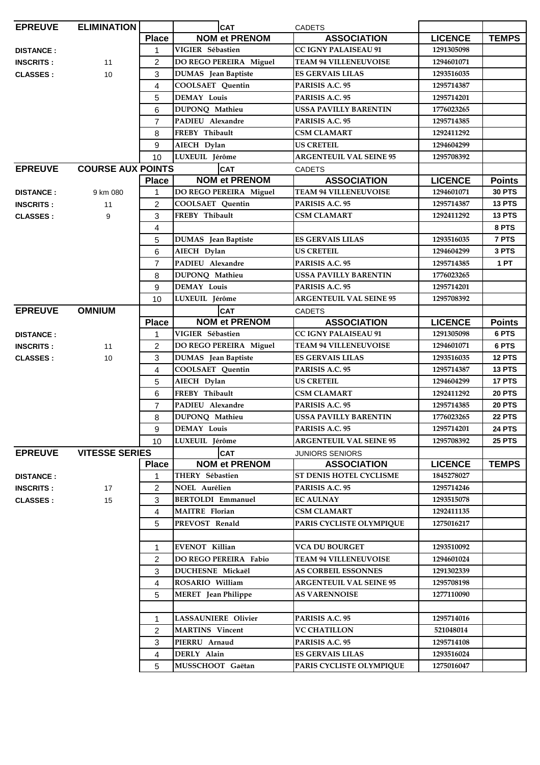| EPREUVE | ELIMINATION | | CAT | CADETS | | |
|---|---|---|---|---|---|---|
| | | Place | NOM et PRENOM | ASSOCIATION | LICENCE | TEMPS |
| DISTANCE : | | 1 | VIGIER Sébastien | CC IGNY PALAISEAU 91 | 1291305098 | |
| INSCRITS : | 11 | 2 | DO REGO PEREIRA Miguel | TEAM 94 VILLENEUVOISE | 1294601071 | |
| CLASSES : | 10 | 3 | DUMAS Jean Baptiste | ES GERVAIS LILAS | 1293516035 | |
| | | 4 | COOLSAET Quentin | PARISIS A.C. 95 | 1295714387 | |
| | | 5 | DEMAY Louis | PARISIS A.C. 95 | 1295714201 | |
| | | 6 | DUPONQ Mathieu | USSA PAVILLY BARENTIN | 1776023265 | |
| | | 7 | PADIEU Alexandre | PARISIS A.C. 95 | 1295714385 | |
| | | 8 | FREBY Thibault | CSM CLAMART | 1292411292 | |
| | | 9 | AIECH Dylan | US CRETEIL | 1294604299 | |
| | | 10 | LUXEUIL Jérôme | ARGENTEUIL VAL SEINE 95 | 1295708392 | |

| EPREUVE | COURSE AUX POINTS | | CAT | CADETS | | |
|---|---|---|---|---|---|---|
| | | Place | NOM et PRENOM | ASSOCIATION | LICENCE | Points |
| DISTANCE : | 9 km 080 | 1 | DO REGO PEREIRA Miguel | TEAM 94 VILLENEUVOISE | 1294601071 | 30 PTS |
| INSCRITS : | 11 | 2 | COOLSAET Quentin | PARISIS A.C. 95 | 1295714387 | 13 PTS |
| CLASSES : | 9 | 3 | FREBY Thibault | CSM CLAMART | 1292411292 | 13 PTS |
| | | 4 | | | | 8 PTS |
| | | 5 | DUMAS Jean Baptiste | ES GERVAIS LILAS | 1293516035 | 7 PTS |
| | | 6 | AIECH Dylan | US CRETEIL | 1294604299 | 3 PTS |
| | | 7 | PADIEU Alexandre | PARISIS A.C. 95 | 1295714385 | 1 PT |
| | | 8 | DUPONQ Mathieu | USSA PAVILLY BARENTIN | 1776023265 | |
| | | 9 | DEMAY Louis | PARISIS A.C. 95 | 1295714201 | |
| | | 10 | LUXEUIL Jérôme | ARGENTEUIL VAL SEINE 95 | 1295708392 | |

| EPREUVE | OMNIUM | | CAT | CADETS | | |
|---|---|---|---|---|---|---|
| | | Place | NOM et PRENOM | ASSOCIATION | LICENCE | Points |
| DISTANCE : | | 1 | VIGIER Sébastien | CC IGNY PALAISEAU 91 | 1291305098 | 6 PTS |
| INSCRITS : | 11 | 2 | DO REGO PEREIRA Miguel | TEAM 94 VILLENEUVOISE | 1294601071 | 6 PTS |
| CLASSES : | 10 | 3 | DUMAS Jean Baptiste | ES GERVAIS LILAS | 1293516035 | 12 PTS |
| | | 4 | COOLSAET Quentin | PARISIS A.C. 95 | 1295714387 | 13 PTS |
| | | 5 | AIECH Dylan | US CRETEIL | 1294604299 | 17 PTS |
| | | 6 | FREBY Thibault | CSM CLAMART | 1292411292 | 20 PTS |
| | | 7 | PADIEU Alexandre | PARISIS A.C. 95 | 1295714385 | 20 PTS |
| | | 8 | DUPONQ Mathieu | USSA PAVILLY BARENTIN | 1776023265 | 22 PTS |
| | | 9 | DEMAY Louis | PARISIS A.C. 95 | 1295714201 | 24 PTS |
| | | 10 | LUXEUIL Jérôme | ARGENTEUIL VAL SEINE 95 | 1295708392 | 25 PTS |

| EPREUVE | VITESSE SERIES | | CAT | JUNIORS SENIORS | | |
|---|---|---|---|---|---|---|
| | | Place | NOM et PRENOM | ASSOCIATION | LICENCE | TEMPS |
| DISTANCE : | | 1 | THERY Sébastien | ST DENIS HOTEL CYCLISME | 1845278027 | |
| INSCRITS : | 17 | 2 | NOEL Aurélien | PARISIS A.C. 95 | 1295714246 | |
| CLASSES : | 15 | 3 | BERTOLDI Emmanuel | EC AULNAY | 1293515078 | |
| | | 4 | MAITRE Florian | CSM CLAMART | 1292411135 | |
| | | 5 | PREVOST Renald | PARIS CYCLISTE OLYMPIQUE | 1275016217 | |
| | | | | | | |
| | | 1 | EVENOT Killian | VCA DU BOURGET | 1293510092 | |
| | | 2 | DO REGO PEREIRA Fabio | TEAM 94 VILLENEUVOISE | 1294601024 | |
| | | 3 | DUCHESNE Mickaël | AS CORBEIL ESSONNES | 1291302339 | |
| | | 4 | ROSARIO William | ARGENTEUIL VAL SEINE 95 | 1295708198 | |
| | | 5 | MERET Jean Philippe | AS VARENNOISE | 1277110090 | |
| | | | | | | |
| | | 1 | LASSAUNIERE Olivier | PARISIS A.C. 95 | 1295714016 | |
| | | 2 | MARTINS Vincent | VC CHATILLON | 521048014 | |
| | | 3 | PIERRU Arnaud | PARISIS A.C. 95 | 1295714108 | |
| | | 4 | DERLY Alain | ES GERVAIS LILAS | 1293516024 | |
| | | 5 | MUSSCHOOT Gaëtan | PARIS CYCLISTE OLYMPIQUE | 1275016047 | |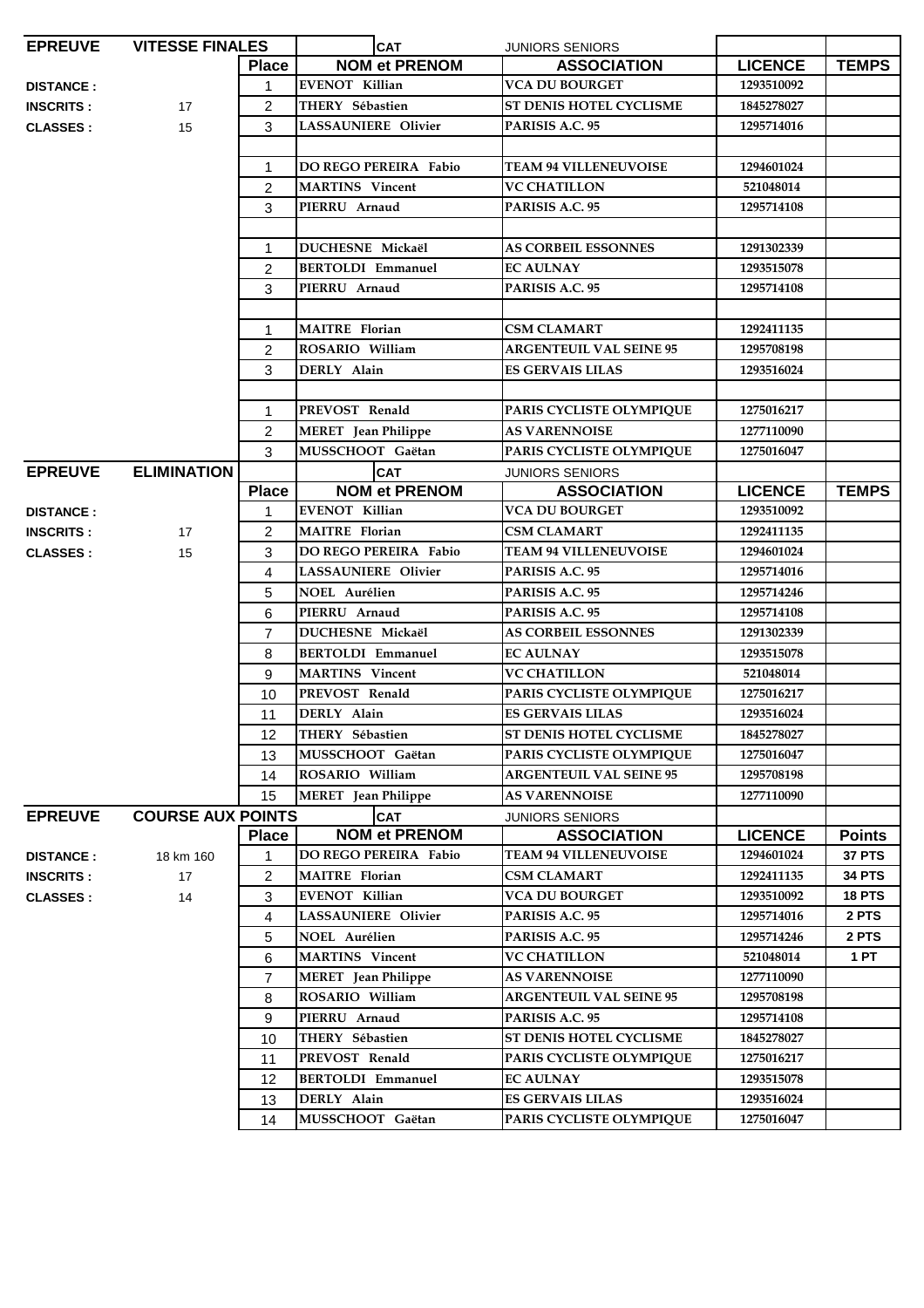| EPREUVE | VITESSE FINALES | | CAT | JUNIORS SENIORS | | |
|---|---|---|---|---|---|---|
| | | **Place** | **NOM et PRENOM** | **ASSOCIATION** | **LICENCE** | **TEMPS** |
| **DISTANCE :** | | 1 | EVENOT Killian | VCA DU BOURGET | 1293510092 | |
| **INSCRITS :** | 17 | 2 | THERY Sébastien | ST DENIS HOTEL CYCLISME | 1845278027 | |
| **CLASSES :** | 15 | 3 | LASSAUNIERE Olivier | PARISIS A.C. 95 | 1295714016 | |
| | | | | | | |
| | | 1 | DO REGO PEREIRA Fabio | TEAM 94 VILLENEUVOISE | 1294601024 | |
| | | 2 | MARTINS Vincent | VC CHATILLON | 521048014 | |
| | | 3 | PIERRU Arnaud | PARISIS A.C. 95 | 1295714108 | |
| | | | | | | |
| | | 1 | DUCHESNE Mickaël | AS CORBEIL ESSONNES | 1291302339 | |
| | | 2 | BERTOLDI Emmanuel | EC AULNAY | 1293515078 | |
| | | 3 | PIERRU Arnaud | PARISIS A.C. 95 | 1295714108 | |
| | | | | | | |
| | | 1 | MAITRE Florian | CSM CLAMART | 1292411135 | |
| | | 2 | ROSARIO William | ARGENTEUIL VAL SEINE 95 | 1295708198 | |
| | | 3 | DERLY Alain | ES GERVAIS LILAS | 1293516024 | |
| | | | | | | |
| | | 1 | PREVOST Renald | PARIS CYCLISTE OLYMPIQUE | 1275016217 | |
| | | 2 | MERET Jean Philippe | AS VARENNOISE | 1277110090 | |
| | | 3 | MUSSCHOOT Gaëtan | PARIS CYCLISTE OLYMPIQUE | 1275016047 | |

| EPREUVE | ELIMINATION | | CAT | JUNIORS SENIORS | | |
|---|---|---|---|---|---|---|
| | | **Place** | **NOM et PRENOM** | **ASSOCIATION** | **LICENCE** | **TEMPS** |
| **DISTANCE :** | | 1 | EVENOT Killian | VCA DU BOURGET | 1293510092 | |
| **INSCRITS :** | 17 | 2 | MAITRE Florian | CSM CLAMART | 1292411135 | |
| **CLASSES :** | 15 | 3 | DO REGO PEREIRA Fabio | TEAM 94 VILLENEUVOISE | 1294601024 | |
| | | 4 | LASSAUNIERE Olivier | PARISIS A.C. 95 | 1295714016 | |
| | | 5 | NOEL Aurélien | PARISIS A.C. 95 | 1295714246 | |
| | | 6 | PIERRU Arnaud | PARISIS A.C. 95 | 1295714108 | |
| | | 7 | DUCHESNE Mickaël | AS CORBEIL ESSONNES | 1291302339 | |
| | | 8 | BERTOLDI Emmanuel | EC AULNAY | 1293515078 | |
| | | 9 | MARTINS Vincent | VC CHATILLON | 521048014 | |
| | | 10 | PREVOST Renald | PARIS CYCLISTE OLYMPIQUE | 1275016217 | |
| | | 11 | DERLY Alain | ES GERVAIS LILAS | 1293516024 | |
| | | 12 | THERY Sébastien | ST DENIS HOTEL CYCLISME | 1845278027 | |
| | | 13 | MUSSCHOOT Gaëtan | PARIS CYCLISTE OLYMPIQUE | 1275016047 | |
| | | 14 | ROSARIO William | ARGENTEUIL VAL SEINE 95 | 1295708198 | |
| | | 15 | MERET Jean Philippe | AS VARENNOISE | 1277110090 | |

| EPREUVE | COURSE AUX POINTS | | CAT | JUNIORS SENIORS | | |
|---|---|---|---|---|---|---|
| | | **Place** | **NOM et PRENOM** | **ASSOCIATION** | **LICENCE** | **Points** |
| **DISTANCE :** | 18 km 160 | 1 | DO REGO PEREIRA Fabio | TEAM 94 VILLENEUVOISE | 1294601024 | 37 PTS |
| **INSCRITS :** | 17 | 2 | MAITRE Florian | CSM CLAMART | 1292411135 | 34 PTS |
| **CLASSES :** | 14 | 3 | EVENOT Killian | VCA DU BOURGET | 1293510092 | 18 PTS |
| | | 4 | LASSAUNIERE Olivier | PARISIS A.C. 95 | 1295714016 | 2 PTS |
| | | 5 | NOEL Aurélien | PARISIS A.C. 95 | 1295714246 | 2 PTS |
| | | 6 | MARTINS Vincent | VC CHATILLON | 521048014 | 1 PT |
| | | 7 | MERET Jean Philippe | AS VARENNOISE | 1277110090 | |
| | | 8 | ROSARIO William | ARGENTEUIL VAL SEINE 95 | 1295708198 | |
| | | 9 | PIERRU Arnaud | PARISIS A.C. 95 | 1295714108 | |
| | | 10 | THERY Sébastien | ST DENIS HOTEL CYCLISME | 1845278027 | |
| | | 11 | PREVOST Renald | PARIS CYCLISTE OLYMPIQUE | 1275016217 | |
| | | 12 | BERTOLDI Emmanuel | EC AULNAY | 1293515078 | |
| | | 13 | DERLY Alain | ES GERVAIS LILAS | 1293516024 | |
| | | 14 | MUSSCHOOT Gaëtan | PARIS CYCLISTE OLYMPIQUE | 1275016047 | |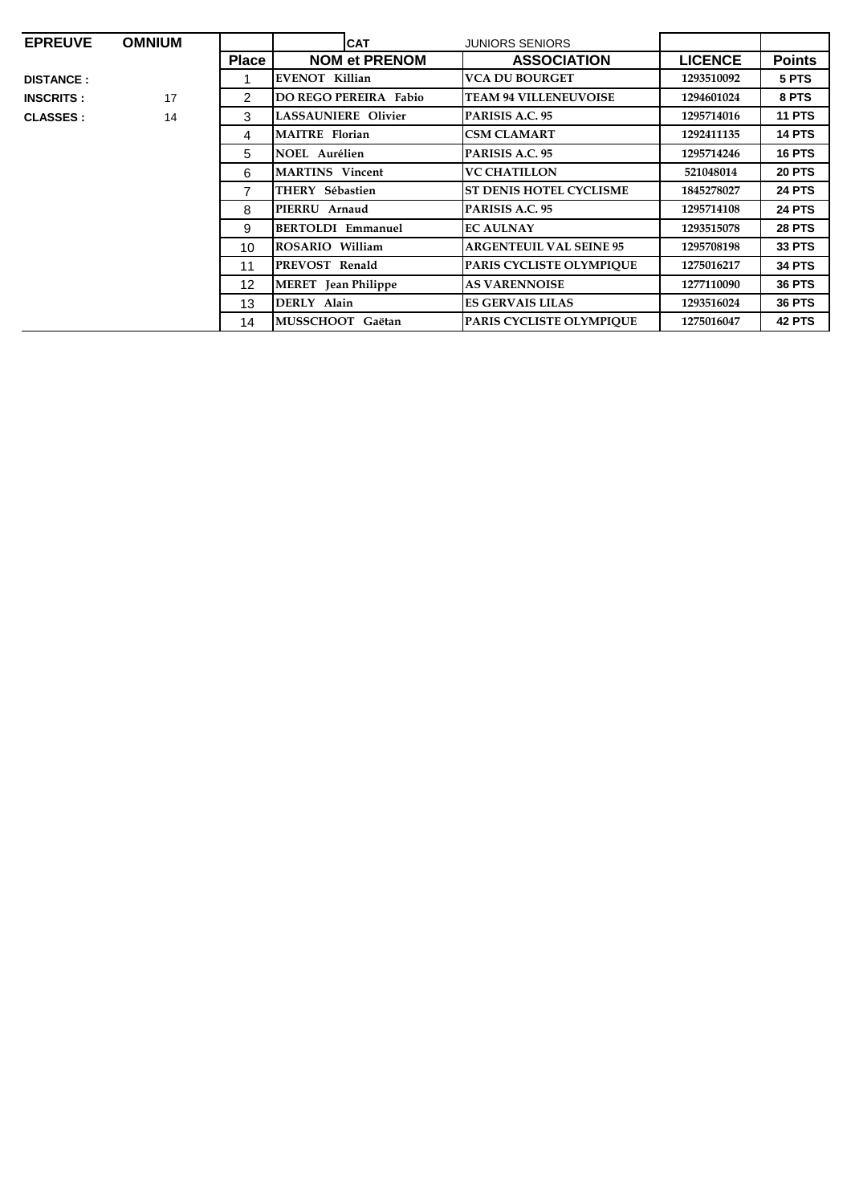| EPREUVE | OMNIUM | | CAT | JUNIORS SENIORS | | |
|---|---|---|---|---|---|---|
| | | **Place** | **NOM et PRENOM** | **ASSOCIATION** | **LICENCE** | **Points** |
| **DISTANCE :** | | 1 | EVENOT Killian | VCA DU BOURGET | 1293510092 | 5 PTS |
| **INSCRITS :** | 17 | 2 | DO REGO PEREIRA Fabio | TEAM 94 VILLENEUVOISE | 1294601024 | 8 PTS |
| **CLASSES :** | 14 | 3 | LASSAUNIERE Olivier | PARISIS A.C. 95 | 1295714016 | 11 PTS |
| | | 4 | MAITRE Florian | CSM CLAMART | 1292411135 | 14 PTS |
| | | 5 | NOEL Aurélien | PARISIS A.C. 95 | 1295714246 | 16 PTS |
| | | 6 | MARTINS Vincent | VC CHATILLON | 521048014 | 20 PTS |
| | | 7 | THERY Sébastien | ST DENIS HOTEL CYCLISME | 1845278027 | 24 PTS |
| | | 8 | PIERRU Arnaud | PARISIS A.C. 95 | 1295714108 | 24 PTS |
| | | 9 | BERTOLDI Emmanuel | EC AULNAY | 1293515078 | 28 PTS |
| | | 10 | ROSARIO William | ARGENTEUIL VAL SEINE 95 | 1295708198 | 33 PTS |
| | | 11 | PREVOST Renald | PARIS CYCLISTE OLYMPIQUE | 1275016217 | 34 PTS |
| | | 12 | MERET Jean Philippe | AS VARENNOISE | 1277110090 | 36 PTS |
| | | 13 | DERLY Alain | ES GERVAIS LILAS | 1293516024 | 36 PTS |
| | | 14 | MUSSCHOOT Gaëtan | PARIS CYCLISTE OLYMPIQUE | 1275016047 | 42 PTS |